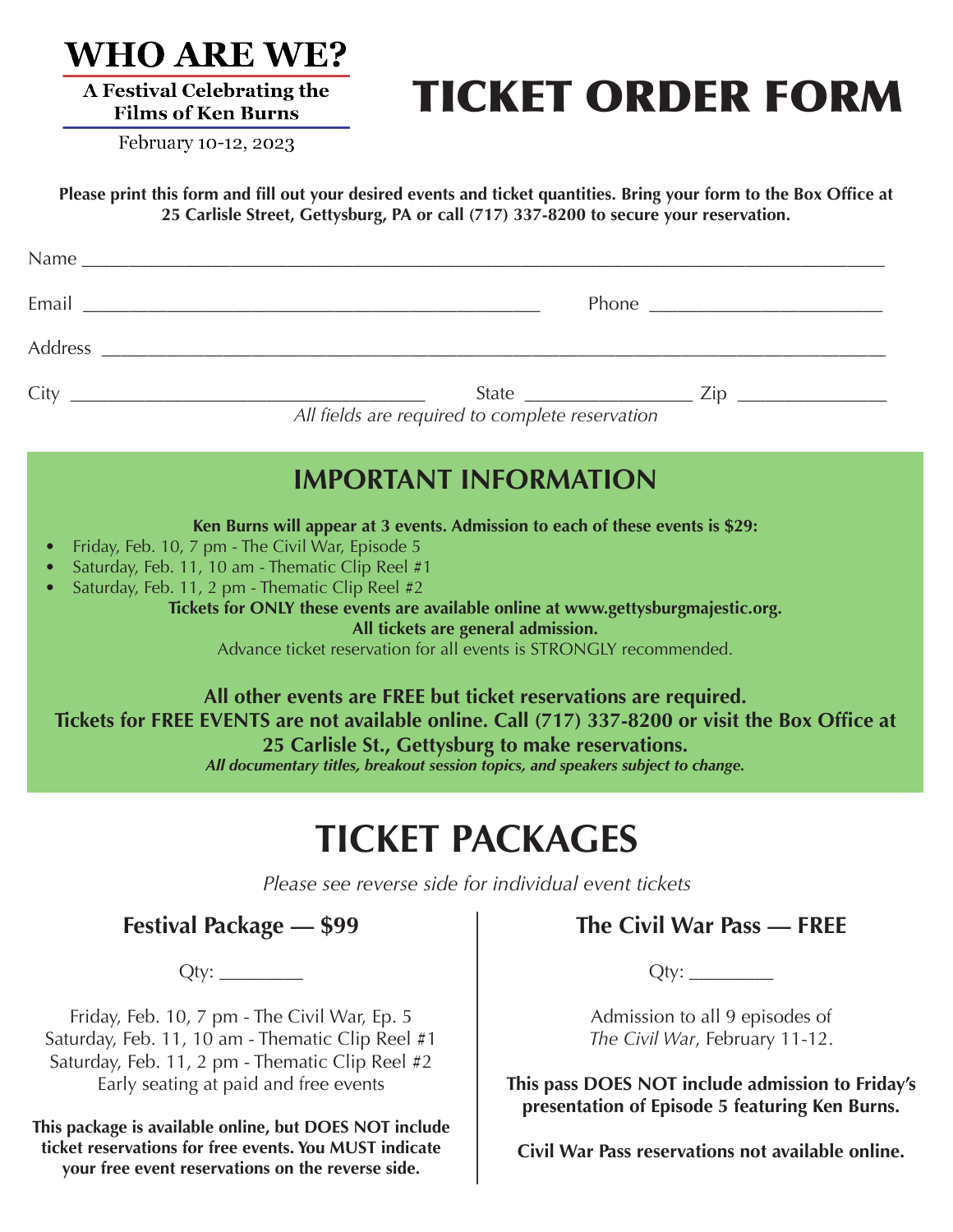# WHO ARE WE?

**A Festival Celebrating the Films of Ken Burns**

February 10-12, 2023

# TICKET ORDER FORM

**Please print this form and fill out your desired events and ticket quantities. Bring your form to the Box Office at 25 Carlisle Street, Gettysburg, PA or call (717) 337-8200 to secure your reservation.**

Name ______________________________________________________________________

Email ________________________________________ Phone ____________________

Address ____________________________________________________________________

City ______________________________ State ______________ Zip _____________

*All fields are required to complete reservation*

## IMPORTANT INFORMATION

**Ken Burns will appear at 3 events. Admission to each of these events is $29:**

- Friday, Feb. 10, 7 pm - The Civil War, Episode 5
- Saturday, Feb. 11, 10 am - Thematic Clip Reel #1
- Saturday, Feb. 11, 2 pm - Thematic Clip Reel #2

**Tickets for ONLY these events are available online at www.gettysburgmajestic.org.**

**All tickets are general admission.**

Advance ticket reservation for all events is STRONGLY recommended.

**All other events are FREE but ticket reservations are required.**
**Tickets for FREE EVENTS are not available online. Call (717) 337-8200 or visit the Box Office at 25 Carlisle St., Gettysburg to make reservations.**

***All documentary titles, breakout session topics, and speakers subject to change.***

# TICKET PACKAGES

*Please see reverse side for individual event tickets*

### Festival Package — $99

Qty: ________

Friday, Feb. 10, 7 pm - The Civil War, Ep. 5
Saturday, Feb. 11, 10 am - Thematic Clip Reel #1
Saturday, Feb. 11, 2 pm - Thematic Clip Reel #2
Early seating at paid and free events

**This package is available online, but DOES NOT include ticket reservations for free events. You MUST indicate your free event reservations on the reverse side.**

### The Civil War Pass — FREE

Qty: ________

Admission to all 9 episodes of *The Civil War*, February 11-12.

**This pass DOES NOT include admission to Friday's presentation of Episode 5 featuring Ken Burns.**

**Civil War Pass reservations not available online.**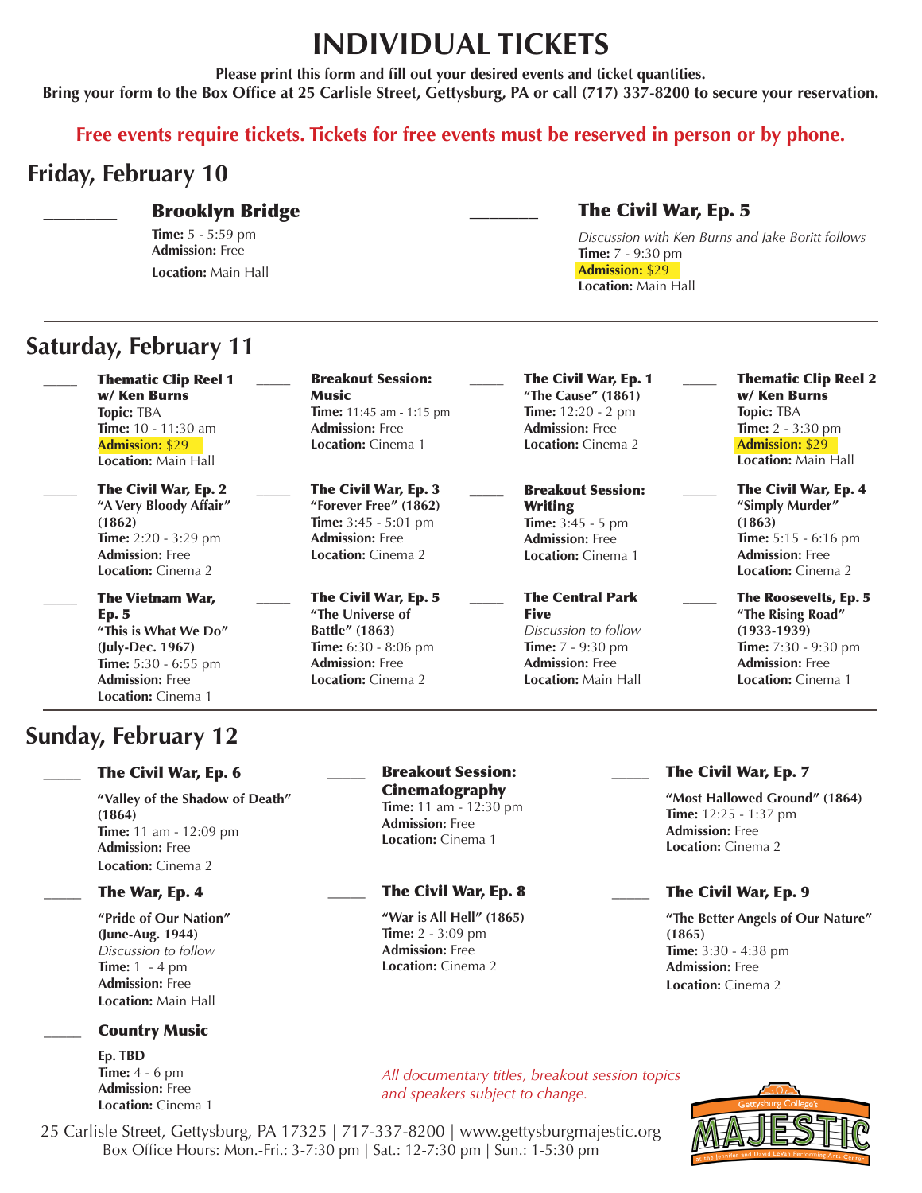# INDIVIDUAL TICKETS

**Please print this form and fill out your desired events and ticket quantities.**
**Bring your form to the Box Office at 25 Carlisle Street, Gettysburg, PA or call (717) 337-8200 to secure your reservation.**

**Free events require tickets. Tickets for free events must be reserved in person or by phone.**

## Friday, February 10

_______ **Brooklyn Bridge**
**Time:** 5 - 5:59 pm
**Admission:** Free
**Location:** Main Hall

_______ **The Civil War, Ep. 5**
*Discussion with Ken Burns and Jake Boritt follows*
**Time:** 7 - 9:30 pm
**Admission:** $29
**Location:** Main Hall

## Saturday, February 11

____ **Thematic Clip Reel 1 w/ Ken Burns**
**Topic:** TBA
**Time:** 10 - 11:30 am
**Admission:** $29
**Location:** Main Hall

____ **Breakout Session: Music**
**Time:** 11:45 am - 1:15 pm
**Admission:** Free
**Location:** Cinema 1

____ **The Civil War, Ep. 1**
**"The Cause" (1861)**
**Time:** 12:20 - 2 pm
**Admission:** Free
**Location:** Cinema 2

____ **Thematic Clip Reel 2 w/ Ken Burns**
**Topic:** TBA
**Time:** 2 - 3:30 pm
**Admission:** $29
**Location:** Main Hall

____ **The Civil War, Ep. 2**
**"A Very Bloody Affair" (1862)**
**Time:** 2:20 - 3:29 pm
**Admission:** Free
**Location:** Cinema 2

____ **The Civil War, Ep. 3**
**"Forever Free" (1862)**
**Time:** 3:45 - 5:01 pm
**Admission:** Free
**Location:** Cinema 2

____ **Breakout Session: Writing**
**Time:** 3:45 - 5 pm
**Admission:** Free
**Location:** Cinema 1

____ **The Civil War, Ep. 4**
**"Simply Murder" (1863)**
**Time:** 5:15 - 6:16 pm
**Admission:** Free
**Location:** Cinema 2

____ **The Vietnam War, Ep. 5**
**"This is What We Do" (July-Dec. 1967)**
**Time:** 5:30 - 6:55 pm
**Admission:** Free
**Location:** Cinema 1

____ **The Civil War, Ep. 5**
**"The Universe of Battle" (1863)**
**Time:** 6:30 - 8:06 pm
**Admission:** Free
**Location:** Cinema 2

____ **The Central Park Five**
*Discussion to follow*
**Time:** 7 - 9:30 pm
**Admission:** Free
**Location:** Main Hall

____ **The Roosevelts, Ep. 5**
**"The Rising Road" (1933-1939)**
**Time:** 7:30 - 9:30 pm
**Admission:** Free
**Location:** Cinema 1

## Sunday, February 12

____ **The Civil War, Ep. 6**
**"Valley of the Shadow of Death" (1864)**
**Time:** 11 am - 12:09 pm
**Admission:** Free
**Location:** Cinema 2

____ **Breakout Session: Cinematography**
**Time:** 11 am - 12:30 pm
**Admission:** Free
**Location:** Cinema 1

____ **The Civil War, Ep. 7**
**"Most Hallowed Ground" (1864)**
**Time:** 12:25 - 1:37 pm
**Admission:** Free
**Location:** Cinema 2

____ **The War, Ep. 4**
**"Pride of Our Nation" (June-Aug. 1944)**
*Discussion to follow*
**Time:** 1 - 4 pm
**Admission:** Free
**Location:** Main Hall

____ **The Civil War, Ep. 8**
**"War is All Hell" (1865)**
**Time:** 2 - 3:09 pm
**Admission:** Free
**Location:** Cinema 2

____ **The Civil War, Ep. 9**
**"The Better Angels of Our Nature" (1865)**
**Time:** 3:30 - 4:38 pm
**Admission:** Free
**Location:** Cinema 2

____ **Country Music**
**Ep. TBD**
**Time:** 4 - 6 pm
**Admission:** Free
**Location:** Cinema 1

*All documentary titles, breakout session topics and speakers subject to change.*

25 Carlisle Street, Gettysburg, PA 17325 | 717-337-8200 | www.gettysburgmajestic.org
Box Office Hours: Mon.-Fri.: 3-7:30 pm | Sat.: 12-7:30 pm | Sun.: 1-5:30 pm

Gettysburg College's MAJESTIC at the Jennifer and David LeVan Performing Arts Center